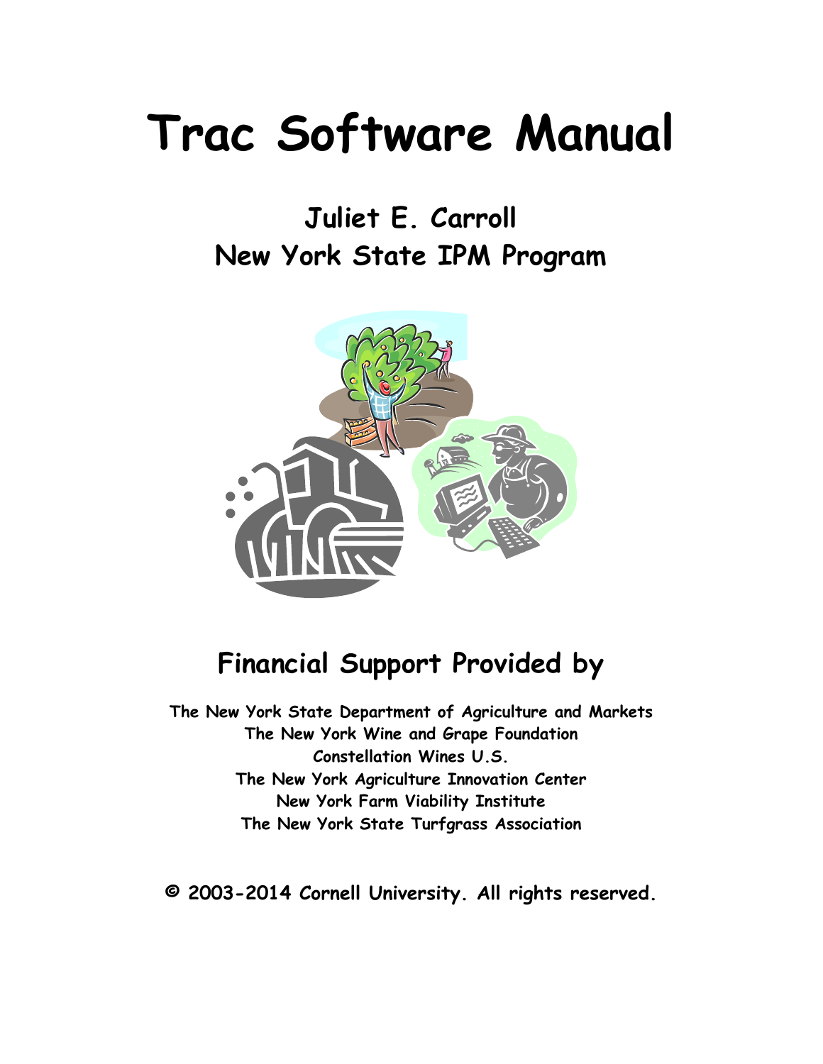# Trac Software Manual

## Juliet E. Carroll
## New York State IPM Program

## Financial Support Provided by

**The New York State Department of Agriculture and Markets**
**The New York Wine and Grape Foundation**
**Constellation Wines U.S.**
**The New York Agriculture Innovation Center**
**New York Farm Viability Institute**
**The New York State Turfgrass Association**

**© 2003-2014 Cornell University. All rights reserved.**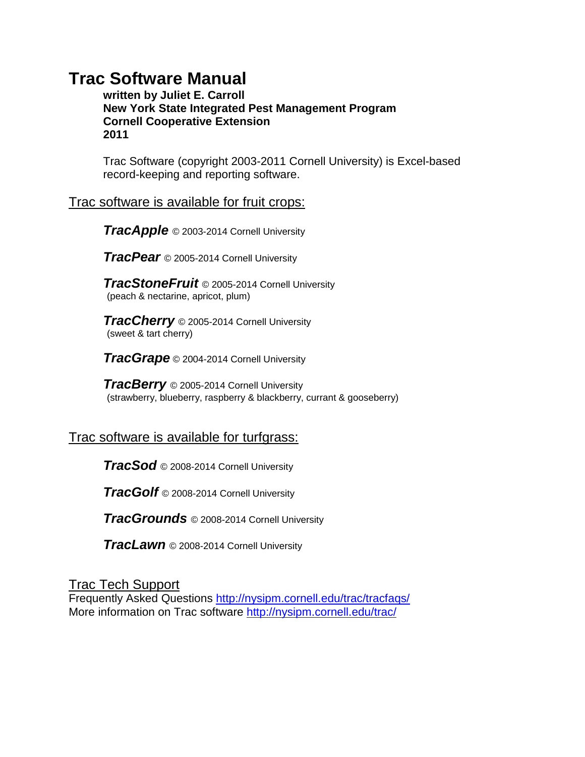# Trac Software Manual

**written by Juliet E. Carroll**
**New York State Integrated Pest Management Program**
**Cornell Cooperative Extension**
**2011**

Trac Software (copyright 2003-2011 Cornell University) is Excel-based record-keeping and reporting software.

## Trac software is available for fruit crops:

***TracApple*** © 2003-2014 Cornell University

***TracPear*** © 2005-2014 Cornell University

***TracStoneFruit*** © 2005-2014 Cornell University
(peach & nectarine, apricot, plum)

***TracCherry*** © 2005-2014 Cornell University
(sweet & tart cherry)

***TracGrape*** © 2004-2014 Cornell University

***TracBerry*** © 2005-2014 Cornell University
(strawberry, blueberry, raspberry & blackberry, currant & gooseberry)

## Trac software is available for turfgrass:

***TracSod*** © 2008-2014 Cornell University

***TracGolf*** © 2008-2014 Cornell University

***TracGrounds*** © 2008-2014 Cornell University

***TracLawn*** © 2008-2014 Cornell University

## Trac Tech Support

Frequently Asked Questions http://nysipm.cornell.edu/trac/tracfaqs/
More information on Trac software http://nysipm.cornell.edu/trac/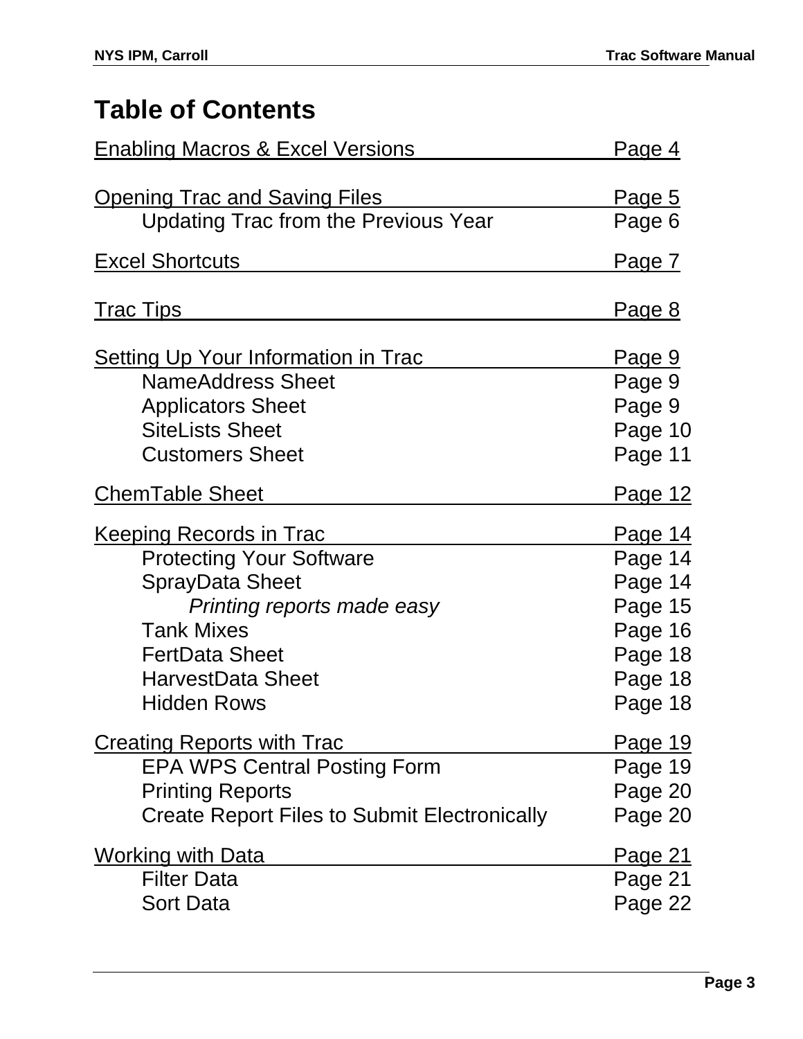# Table of Contents

| | |
|---|---|
| Enabling Macros & Excel Versions | Page 4 |
| Opening Trac and Saving Files | Page 5 |
| Updating Trac from the Previous Year | Page 6 |
| Excel Shortcuts | Page 7 |
| Trac Tips | Page 8 |
| Setting Up Your Information in Trac | Page 9 |
| NameAddress Sheet | Page 9 |
| Applicators Sheet | Page 9 |
| SiteLists Sheet | Page 10 |
| Customers Sheet | Page 11 |
| ChemTable Sheet | Page 12 |
| Keeping Records in Trac | Page 14 |
| Protecting Your Software | Page 14 |
| SprayData Sheet | Page 14 |
| *Printing reports made easy* | Page 15 |
| Tank Mixes | Page 16 |
| FertData Sheet | Page 18 |
| HarvestData Sheet | Page 18 |
| Hidden Rows | Page 18 |
| Creating Reports with Trac | Page 19 |
| EPA WPS Central Posting Form | Page 19 |
| Printing Reports | Page 20 |
| Create Report Files to Submit Electronically | Page 20 |
| Working with Data | Page 21 |
| Filter Data | Page 21 |
| Sort Data | Page 22 |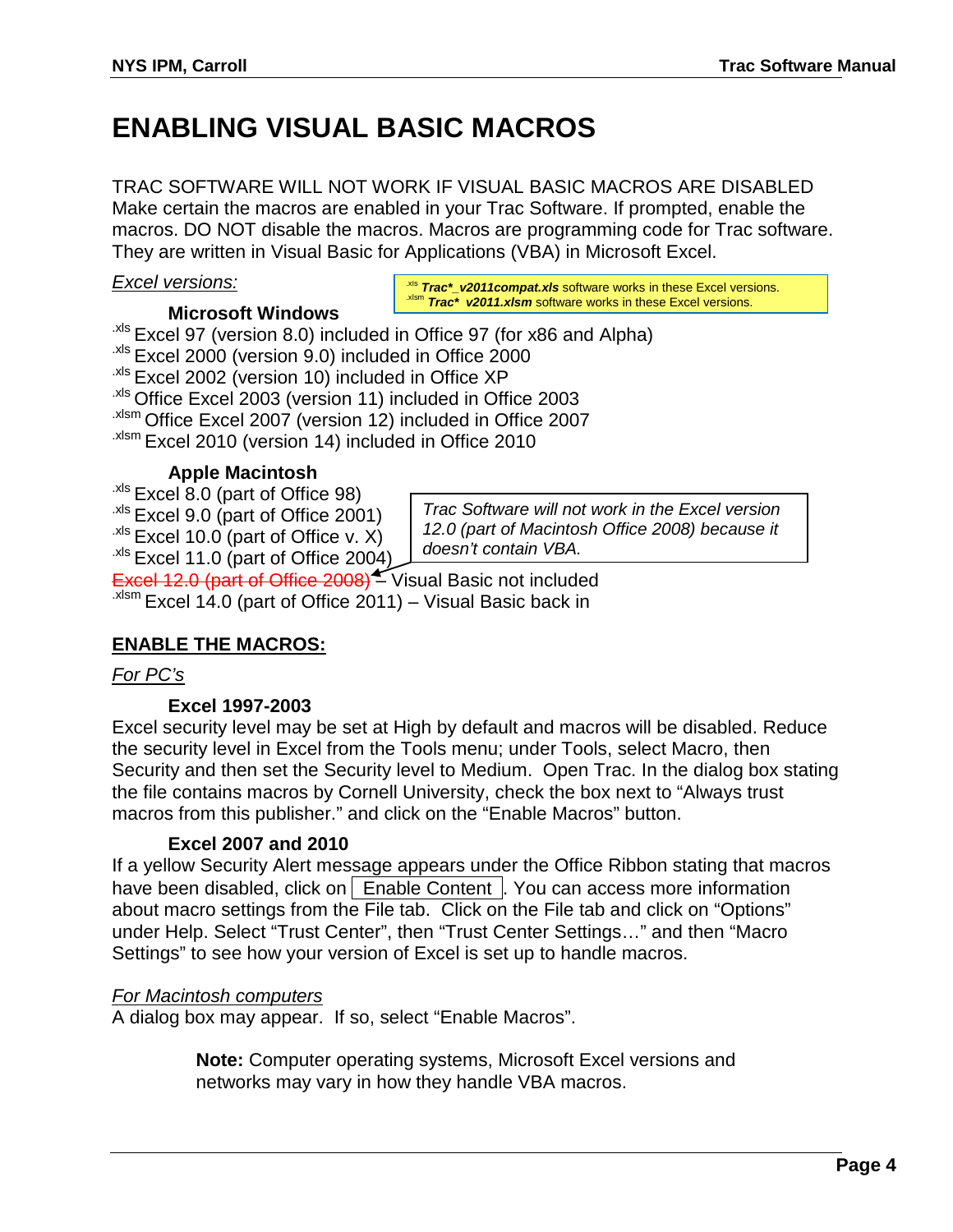# ENABLING VISUAL BASIC MACROS

TRAC SOFTWARE WILL NOT WORK IF VISUAL BASIC MACROS ARE DISABLED
Make certain the macros are enabled in your Trac Software. If prompted, enable the macros. DO NOT disable the macros. Macros are programming code for Trac software. They are written in Visual Basic for Applications (VBA) in Microsoft Excel.

*Excel versions:*

> .xls ***Trac*_v2011compat.xls*** software works in these Excel versions.
> .xlsm ***Trac* v2011.xlsm*** software works in these Excel versions.

**Microsoft Windows**

.xls Excel 97 (version 8.0) included in Office 97 (for x86 and Alpha)
.xls Excel 2000 (version 9.0) included in Office 2000
.xls Excel 2002 (version 10) included in Office XP
.xls Office Excel 2003 (version 11) included in Office 2003
.xlsm Office Excel 2007 (version 12) included in Office 2007
.xlsm Excel 2010 (version 14) included in Office 2010

**Apple Macintosh**

.xls Excel 8.0 (part of Office 98)
.xls Excel 9.0 (part of Office 2001)
.xls Excel 10.0 (part of Office v. X)
.xls Excel 11.0 (part of Office 2004)
~~Excel 12.0 (part of Office 2008)~~ – Visual Basic not included
.xlsm Excel 14.0 (part of Office 2011) – Visual Basic back in

> *Trac Software will not work in the Excel version 12.0 (part of Macintosh Office 2008) because it doesn't contain VBA.*

## ENABLE THE MACROS:

*For PC's*

**Excel 1997-2003**

Excel security level may be set at High by default and macros will be disabled. Reduce the security level in Excel from the Tools menu; under Tools, select Macro, then Security and then set the Security level to Medium. Open Trac. In the dialog box stating the file contains macros by Cornell University, check the box next to "Always trust macros from this publisher." and click on the "Enable Macros" button.

**Excel 2007 and 2010**

If a yellow Security Alert message appears under the Office Ribbon stating that macros have been disabled, click on [ Enable Content ]. You can access more information about macro settings from the File tab. Click on the File tab and click on "Options" under Help. Select "Trust Center", then "Trust Center Settings…" and then "Macro Settings" to see how your version of Excel is set up to handle macros.

*For Macintosh computers*

A dialog box may appear. If so, select "Enable Macros".

> **Note:** Computer operating systems, Microsoft Excel versions and networks may vary in how they handle VBA macros.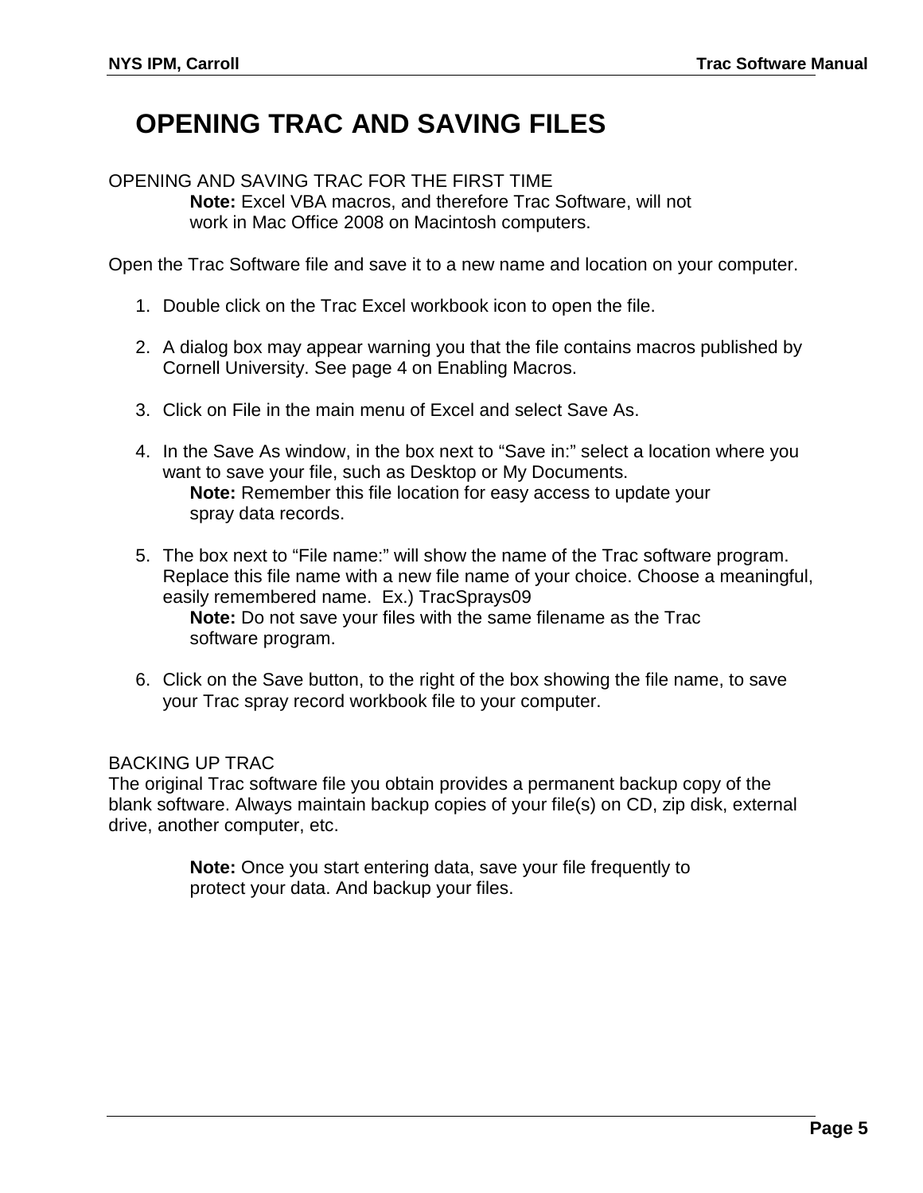# OPENING TRAC AND SAVING FILES

## OPENING AND SAVING TRAC FOR THE FIRST TIME

**Note:** Excel VBA macros, and therefore Trac Software, will not work in Mac Office 2008 on Macintosh computers.

Open the Trac Software file and save it to a new name and location on your computer.

1. Double click on the Trac Excel workbook icon to open the file.

2. A dialog box may appear warning you that the file contains macros published by Cornell University. See page 4 on Enabling Macros.

3. Click on File in the main menu of Excel and select Save As.

4. In the Save As window, in the box next to "Save in:" select a location where you want to save your file, such as Desktop or My Documents.

   **Note:** Remember this file location for easy access to update your spray data records.

5. The box next to "File name:" will show the name of the Trac software program. Replace this file name with a new file name of your choice. Choose a meaningful, easily remembered name. Ex.) TracSprays09

   **Note:** Do not save your files with the same filename as the Trac software program.

6. Click on the Save button, to the right of the box showing the file name, to save your Trac spray record workbook file to your computer.

## BACKING UP TRAC

The original Trac software file you obtain provides a permanent backup copy of the blank software. Always maintain backup copies of your file(s) on CD, zip disk, external drive, another computer, etc.

**Note:** Once you start entering data, save your file frequently to protect your data. And backup your files.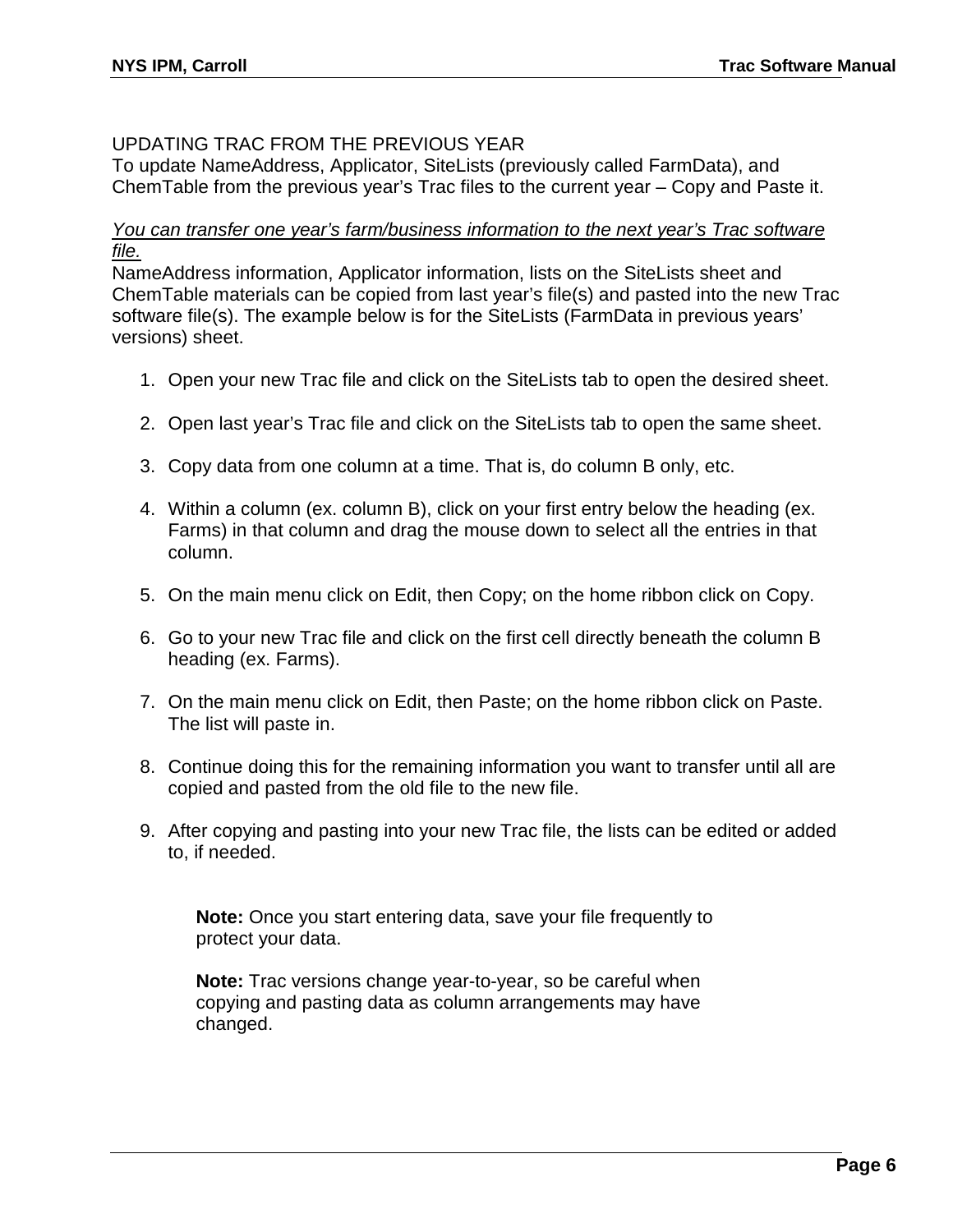## UPDATING TRAC FROM THE PREVIOUS YEAR

To update NameAddress, Applicator, SiteLists (previously called FarmData), and ChemTable from the previous year's Trac files to the current year – Copy and Paste it.

*You can transfer one year's farm/business information to the next year's Trac software file.*

NameAddress information, Applicator information, lists on the SiteLists sheet and ChemTable materials can be copied from last year's file(s) and pasted into the new Trac software file(s). The example below is for the SiteLists (FarmData in previous years' versions) sheet.

1. Open your new Trac file and click on the SiteLists tab to open the desired sheet.
2. Open last year's Trac file and click on the SiteLists tab to open the same sheet.
3. Copy data from one column at a time. That is, do column B only, etc.
4. Within a column (ex. column B), click on your first entry below the heading (ex. Farms) in that column and drag the mouse down to select all the entries in that column.
5. On the main menu click on Edit, then Copy; on the home ribbon click on Copy.
6. Go to your new Trac file and click on the first cell directly beneath the column B heading (ex. Farms).
7. On the main menu click on Edit, then Paste; on the home ribbon click on Paste. The list will paste in.
8. Continue doing this for the remaining information you want to transfer until all are copied and pasted from the old file to the new file.
9. After copying and pasting into your new Trac file, the lists can be edited or added to, if needed.

> **Note:** Once you start entering data, save your file frequently to protect your data.
>
> **Note:** Trac versions change year-to-year, so be careful when copying and pasting data as column arrangements may have changed.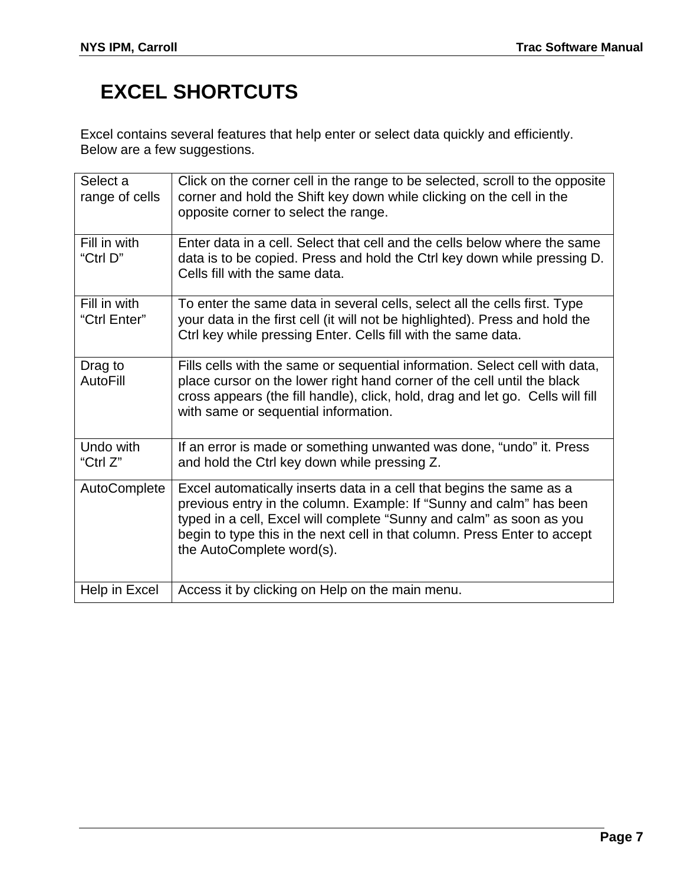# EXCEL SHORTCUTS

Excel contains several features that help enter or select data quickly and efficiently. Below are a few suggestions.

| | |
|---|---|
| Select a range of cells | Click on the corner cell in the range to be selected, scroll to the opposite corner and hold the Shift key down while clicking on the cell in the opposite corner to select the range. |
| Fill in with "Ctrl D" | Enter data in a cell. Select that cell and the cells below where the same data is to be copied. Press and hold the Ctrl key down while pressing D. Cells fill with the same data. |
| Fill in with "Ctrl Enter" | To enter the same data in several cells, select all the cells first. Type your data in the first cell (it will not be highlighted). Press and hold the Ctrl key while pressing Enter. Cells fill with the same data. |
| Drag to AutoFill | Fills cells with the same or sequential information. Select cell with data, place cursor on the lower right hand corner of the cell until the black cross appears (the fill handle), click, hold, drag and let go. Cells will fill with same or sequential information. |
| Undo with "Ctrl Z" | If an error is made or something unwanted was done, "undo" it. Press and hold the Ctrl key down while pressing Z. |
| AutoComplete | Excel automatically inserts data in a cell that begins the same as a previous entry in the column. Example: If "Sunny and calm" has been typed in a cell, Excel will complete "Sunny and calm" as soon as you begin to type this in the next cell in that column. Press Enter to accept the AutoComplete word(s). |
| Help in Excel | Access it by clicking on Help on the main menu. |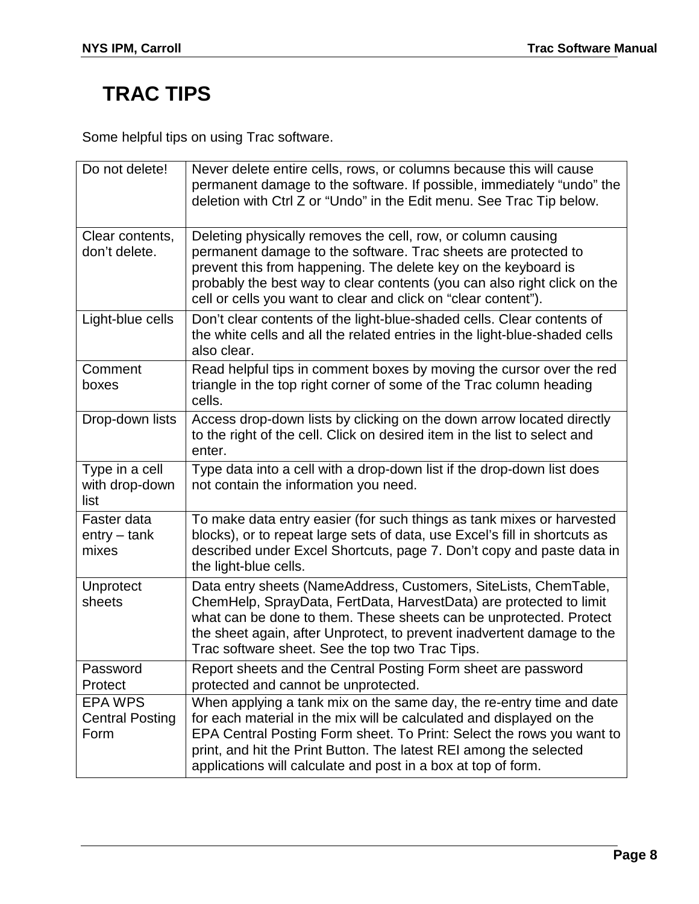# TRAC TIPS

Some helpful tips on using Trac software.

| | |
|---|---|
| Do not delete! | Never delete entire cells, rows, or columns because this will cause permanent damage to the software. If possible, immediately "undo" the deletion with Ctrl Z or "Undo" in the Edit menu. See Trac Tip below. |
| Clear contents, don't delete. | Deleting physically removes the cell, row, or column causing permanent damage to the software. Trac sheets are protected to prevent this from happening. The delete key on the keyboard is probably the best way to clear contents (you can also right click on the cell or cells you want to clear and click on "clear content"). |
| Light-blue cells | Don't clear contents of the light-blue-shaded cells. Clear contents of the white cells and all the related entries in the light-blue-shaded cells also clear. |
| Comment boxes | Read helpful tips in comment boxes by moving the cursor over the red triangle in the top right corner of some of the Trac column heading cells. |
| Drop-down lists | Access drop-down lists by clicking on the down arrow located directly to the right of the cell. Click on desired item in the list to select and enter. |
| Type in a cell with drop-down list | Type data into a cell with a drop-down list if the drop-down list does not contain the information you need. |
| Faster data entry – tank mixes | To make data entry easier (for such things as tank mixes or harvested blocks), or to repeat large sets of data, use Excel's fill in shortcuts as described under Excel Shortcuts, page 7. Don't copy and paste data in the light-blue cells. |
| Unprotect sheets | Data entry sheets (NameAddress, Customers, SiteLists, ChemTable, ChemHelp, SprayData, FertData, HarvestData) are protected to limit what can be done to them. These sheets can be unprotected. Protect the sheet again, after Unprotect, to prevent inadvertent damage to the Trac software sheet. See the top two Trac Tips. |
| Password Protect | Report sheets and the Central Posting Form sheet are password protected and cannot be unprotected. |
| EPA WPS Central Posting Form | When applying a tank mix on the same day, the re-entry time and date for each material in the mix will be calculated and displayed on the EPA Central Posting Form sheet. To Print: Select the rows you want to print, and hit the Print Button. The latest REI among the selected applications will calculate and post in a box at top of form. |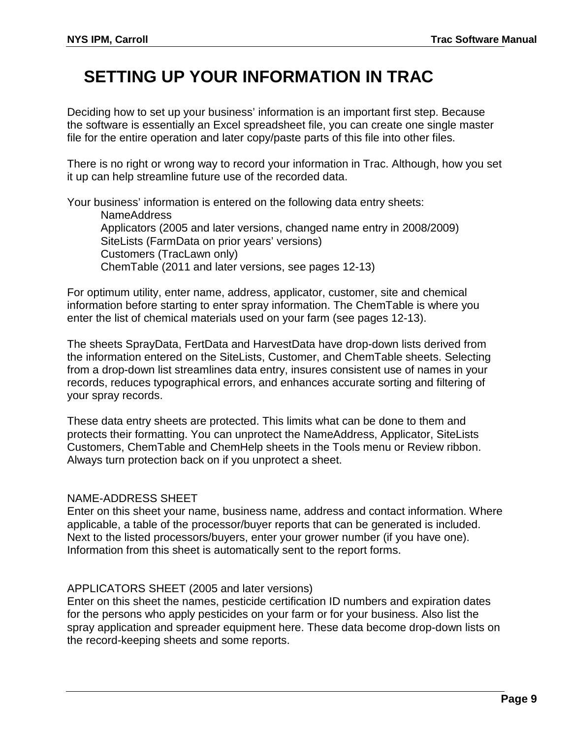# SETTING UP YOUR INFORMATION IN TRAC

Deciding how to set up your business' information is an important first step. Because the software is essentially an Excel spreadsheet file, you can create one single master file for the entire operation and later copy/paste parts of this file into other files.

There is no right or wrong way to record your information in Trac. Although, how you set it up can help streamline future use of the recorded data.

Your business' information is entered on the following data entry sheets:

- NameAddress
- Applicators (2005 and later versions, changed name entry in 2008/2009)
- SiteLists (FarmData on prior years' versions)
- Customers (TracLawn only)
- ChemTable (2011 and later versions, see pages 12-13)

For optimum utility, enter name, address, applicator, customer, site and chemical information before starting to enter spray information. The ChemTable is where you enter the list of chemical materials used on your farm (see pages 12-13).

The sheets SprayData, FertData and HarvestData have drop-down lists derived from the information entered on the SiteLists, Customer, and ChemTable sheets. Selecting from a drop-down list streamlines data entry, insures consistent use of names in your records, reduces typographical errors, and enhances accurate sorting and filtering of your spray records.

These data entry sheets are protected. This limits what can be done to them and protects their formatting. You can unprotect the NameAddress, Applicator, SiteLists Customers, ChemTable and ChemHelp sheets in the Tools menu or Review ribbon. Always turn protection back on if you unprotect a sheet.

## NAME-ADDRESS SHEET

Enter on this sheet your name, business name, address and contact information. Where applicable, a table of the processor/buyer reports that can be generated is included. Next to the listed processors/buyers, enter your grower number (if you have one). Information from this sheet is automatically sent to the report forms.

## APPLICATORS SHEET (2005 and later versions)

Enter on this sheet the names, pesticide certification ID numbers and expiration dates for the persons who apply pesticides on your farm or for your business. Also list the spray application and spreader equipment here. These data become drop-down lists on the record-keeping sheets and some reports.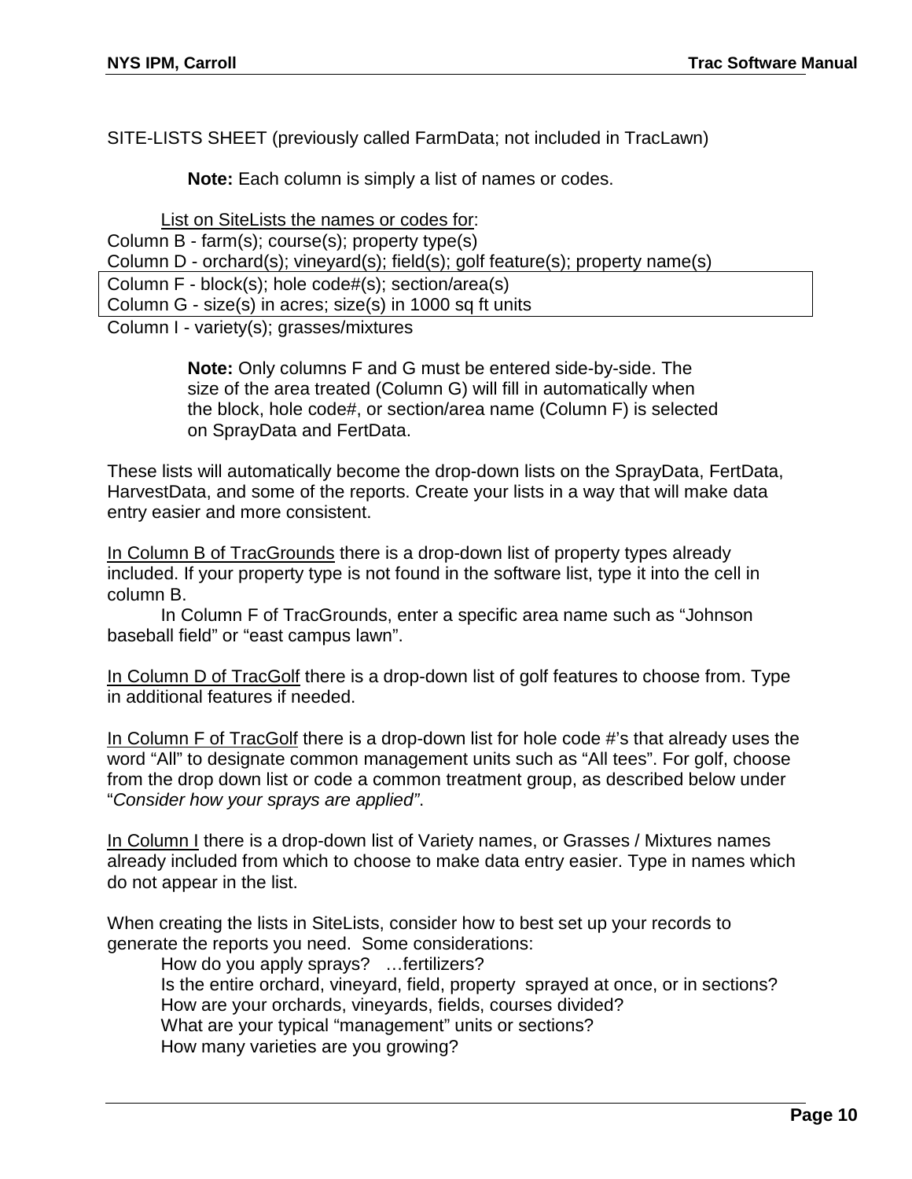SITE-LISTS SHEET (previously called FarmData; not included in TracLawn)

**Note:** Each column is simply a list of names or codes.

List on SiteLists the names or codes for:

Column B - farm(s); course(s); property type(s)
Column D - orchard(s); vineyard(s); field(s); golf feature(s); property name(s)
Column F - block(s); hole code#(s); section/area(s)
Column G - size(s) in acres; size(s) in 1000 sq ft units
Column I - variety(s); grasses/mixtures

**Note:** Only columns F and G must be entered side-by-side. The size of the area treated (Column G) will fill in automatically when the block, hole code#, or section/area name (Column F) is selected on SprayData and FertData.

These lists will automatically become the drop-down lists on the SprayData, FertData, HarvestData, and some of the reports. Create your lists in a way that will make data entry easier and more consistent.

In Column B of TracGrounds there is a drop-down list of property types already included. If your property type is not found in the software list, type it into the cell in column B.

In Column F of TracGrounds, enter a specific area name such as "Johnson baseball field" or "east campus lawn".

In Column D of TracGolf there is a drop-down list of golf features to choose from. Type in additional features if needed.

In Column F of TracGolf there is a drop-down list for hole code #'s that already uses the word "All" to designate common management units such as "All tees". For golf, choose from the drop down list or code a common treatment group, as described below under "*Consider how your sprays are applied"*.

In Column I there is a drop-down list of Variety names, or Grasses / Mixtures names already included from which to choose to make data entry easier. Type in names which do not appear in the list.

When creating the lists in SiteLists, consider how to best set up your records to generate the reports you need. Some considerations:

How do you apply sprays? …fertilizers?
Is the entire orchard, vineyard, field, property sprayed at once, or in sections?
How are your orchards, vineyards, fields, courses divided?
What are your typical "management" units or sections?
How many varieties are you growing?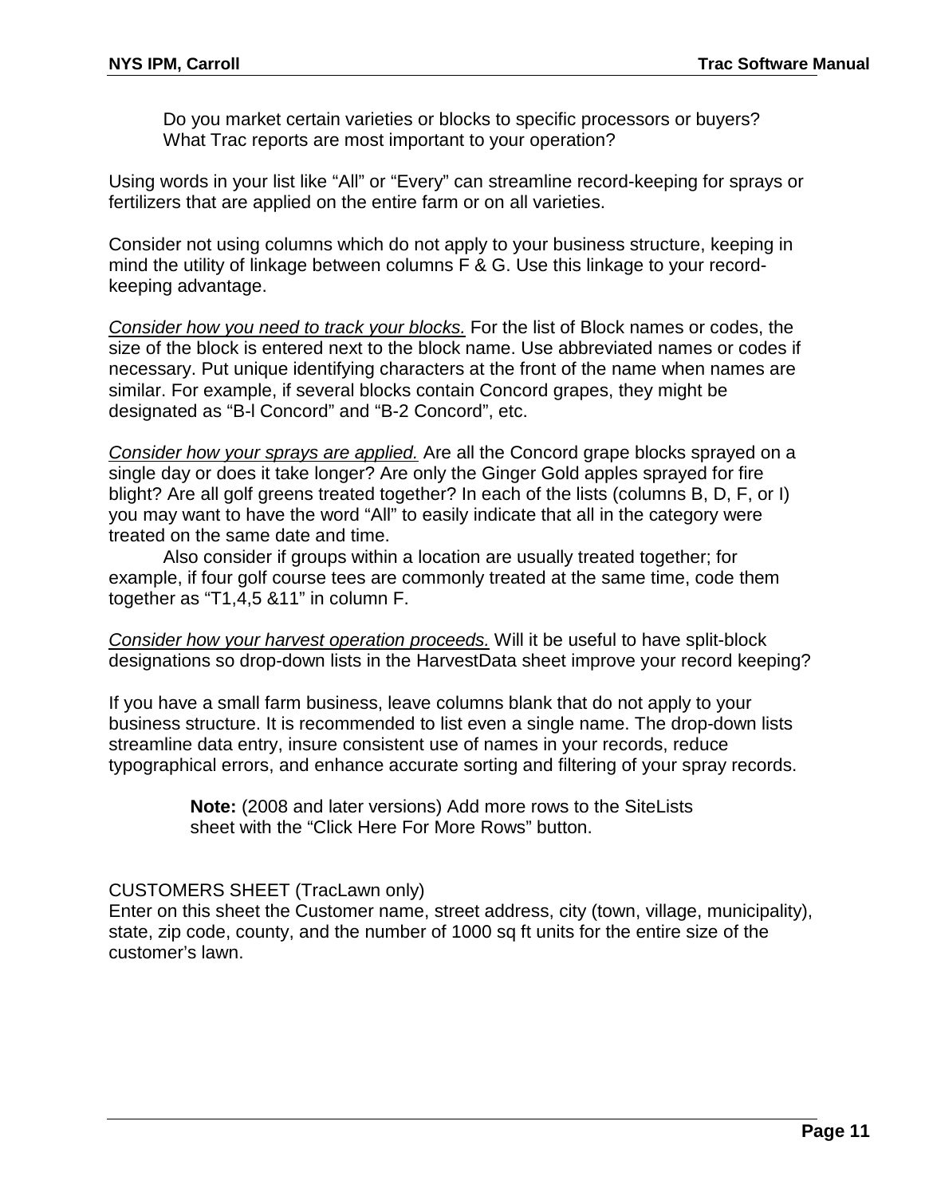Do you market certain varieties or blocks to specific processors or buyers?
What Trac reports are most important to your operation?

Using words in your list like “All” or “Every” can streamline record-keeping for sprays or fertilizers that are applied on the entire farm or on all varieties.

Consider not using columns which do not apply to your business structure, keeping in mind the utility of linkage between columns F & G. Use this linkage to your record-keeping advantage.

<u>*Consider how you need to track your blocks.*</u> For the list of Block names or codes, the size of the block is entered next to the block name. Use abbreviated names or codes if necessary. Put unique identifying characters at the front of the name when names are similar. For example, if several blocks contain Concord grapes, they might be designated as “B-l Concord” and “B-2 Concord”, etc.

<u>*Consider how your sprays are applied.*</u> Are all the Concord grape blocks sprayed on a single day or does it take longer? Are only the Ginger Gold apples sprayed for fire blight? Are all golf greens treated together? In each of the lists (columns B, D, F, or I) you may want to have the word “All” to easily indicate that all in the category were treated on the same date and time.

Also consider if groups within a location are usually treated together; for example, if four golf course tees are commonly treated at the same time, code them together as “T1,4,5 &11” in column F.

<u>*Consider how your harvest operation proceeds.*</u> Will it be useful to have split-block designations so drop-down lists in the HarvestData sheet improve your record keeping?

If you have a small farm business, leave columns blank that do not apply to your business structure. It is recommended to list even a single name. The drop-down lists streamline data entry, insure consistent use of names in your records, reduce typographical errors, and enhance accurate sorting and filtering of your spray records.

> **Note:** (2008 and later versions) Add more rows to the SiteLists sheet with the “Click Here For More Rows” button.

CUSTOMERS SHEET (TracLawn only)
Enter on this sheet the Customer name, street address, city (town, village, municipality), state, zip code, county, and the number of 1000 sq ft units for the entire size of the customer’s lawn.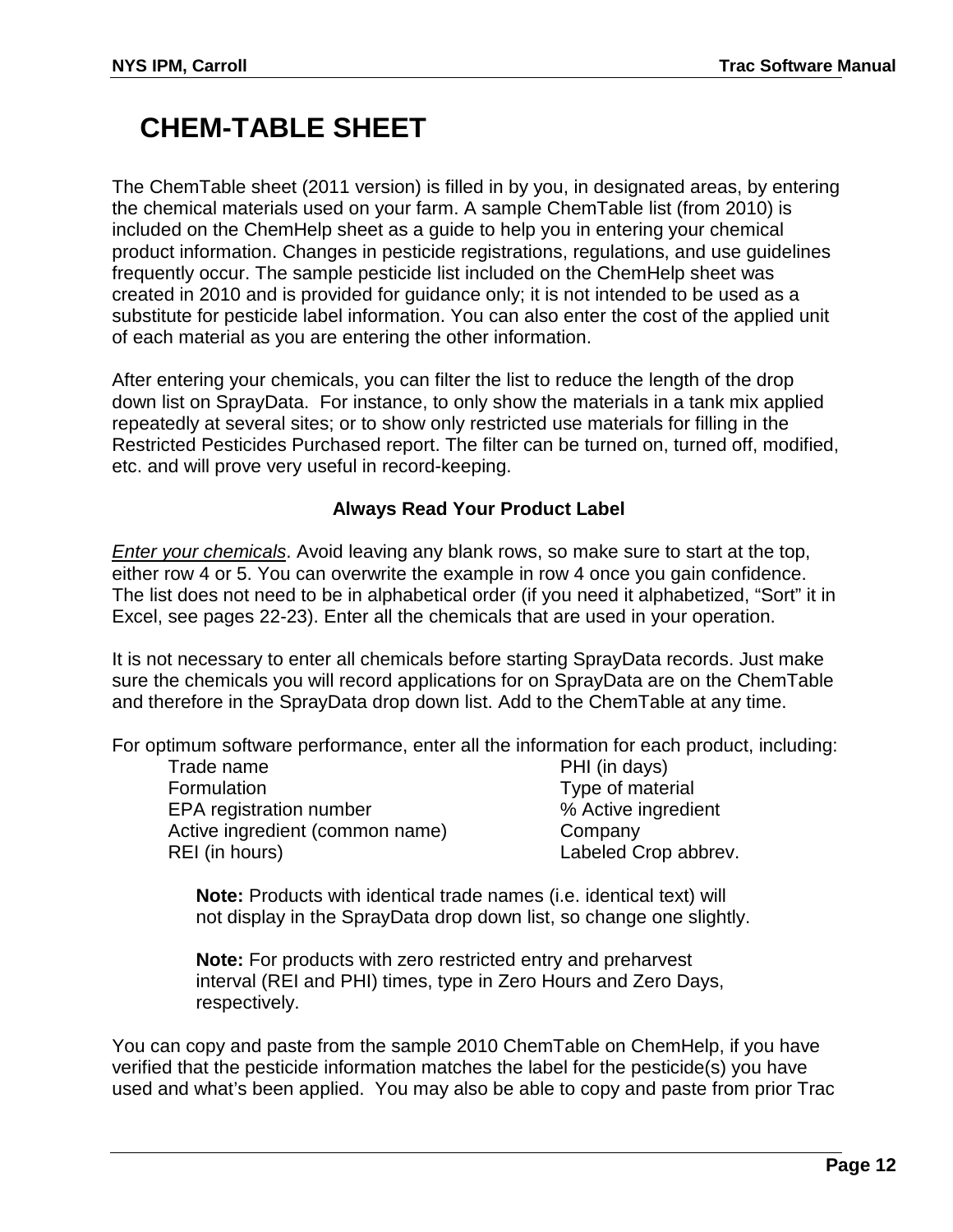# CHEM-TABLE SHEET

The ChemTable sheet (2011 version) is filled in by you, in designated areas, by entering the chemical materials used on your farm. A sample ChemTable list (from 2010) is included on the ChemHelp sheet as a guide to help you in entering your chemical product information. Changes in pesticide registrations, regulations, and use guidelines frequently occur. The sample pesticide list included on the ChemHelp sheet was created in 2010 and is provided for guidance only; it is not intended to be used as a substitute for pesticide label information. You can also enter the cost of the applied unit of each material as you are entering the other information.

After entering your chemicals, you can filter the list to reduce the length of the drop down list on SprayData. For instance, to only show the materials in a tank mix applied repeatedly at several sites; or to show only restricted use materials for filling in the Restricted Pesticides Purchased report. The filter can be turned on, turned off, modified, etc. and will prove very useful in record-keeping.

**Always Read Your Product Label**

*Enter your chemicals*. Avoid leaving any blank rows, so make sure to start at the top, either row 4 or 5. You can overwrite the example in row 4 once you gain confidence. The list does not need to be in alphabetical order (if you need it alphabetized, "Sort" it in Excel, see pages 22-23). Enter all the chemicals that are used in your operation.

It is not necessary to enter all chemicals before starting SprayData records. Just make sure the chemicals you will record applications for on SprayData are on the ChemTable and therefore in the SprayData drop down list. Add to the ChemTable at any time.

For optimum software performance, enter all the information for each product, including:

- Trade name
- Formulation
- EPA registration number
- Active ingredient (common name)
- REI (in hours)
- PHI (in days)
- Type of material
- % Active ingredient
- Company
- Labeled Crop abbrev.

> **Note:** Products with identical trade names (i.e. identical text) will not display in the SprayData drop down list, so change one slightly.
>
> **Note:** For products with zero restricted entry and preharvest interval (REI and PHI) times, type in Zero Hours and Zero Days, respectively.

You can copy and paste from the sample 2010 ChemTable on ChemHelp, if you have verified that the pesticide information matches the label for the pesticide(s) you have used and what's been applied. You may also be able to copy and paste from prior Trac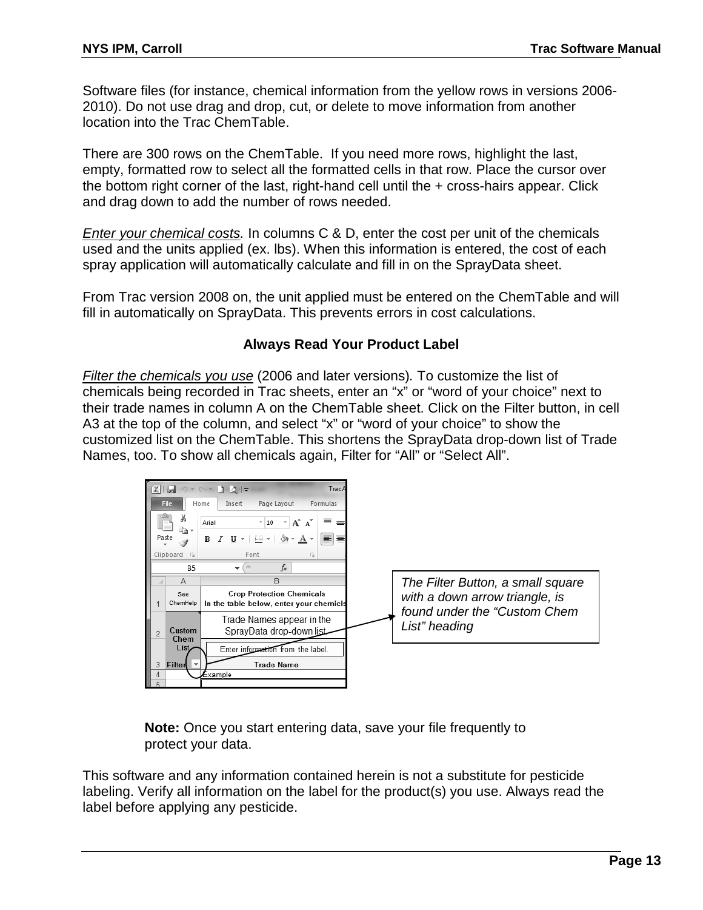Software files (for instance, chemical information from the yellow rows in versions 2006-2010). Do not use drag and drop, cut, or delete to move information from another location into the Trac ChemTable.

There are 300 rows on the ChemTable. If you need more rows, highlight the last, empty, formatted row to select all the formatted cells in that row. Place the cursor over the bottom right corner of the last, right-hand cell until the + cross-hairs appear. Click and drag down to add the number of rows needed.

*Enter your chemical costs.* In columns C & D, enter the cost per unit of the chemicals used and the units applied (ex. lbs). When this information is entered, the cost of each spray application will automatically calculate and fill in on the SprayData sheet.

From Trac version 2008 on, the unit applied must be entered on the ChemTable and will fill in automatically on SprayData. This prevents errors in cost calculations.

**Always Read Your Product Label**

*Filter the chemicals you use* (2006 and later versions)*.* To customize the list of chemicals being recorded in Trac sheets, enter an "x" or "word of your choice" next to their trade names in column A on the ChemTable sheet. Click on the Filter button, in cell A3 at the top of the column, and select "x" or "word of your choice" to show the customized list on the ChemTable. This shortens the SprayData drop-down list of Trade Names, too. To show all chemicals again, Filter for "All" or "Select All".

*The Filter Button, a small square with a down arrow triangle, is found under the "Custom Chem List" heading*

**Note:** Once you start entering data, save your file frequently to protect your data.

This software and any information contained herein is not a substitute for pesticide labeling. Verify all information on the label for the product(s) you use. Always read the label before applying any pesticide.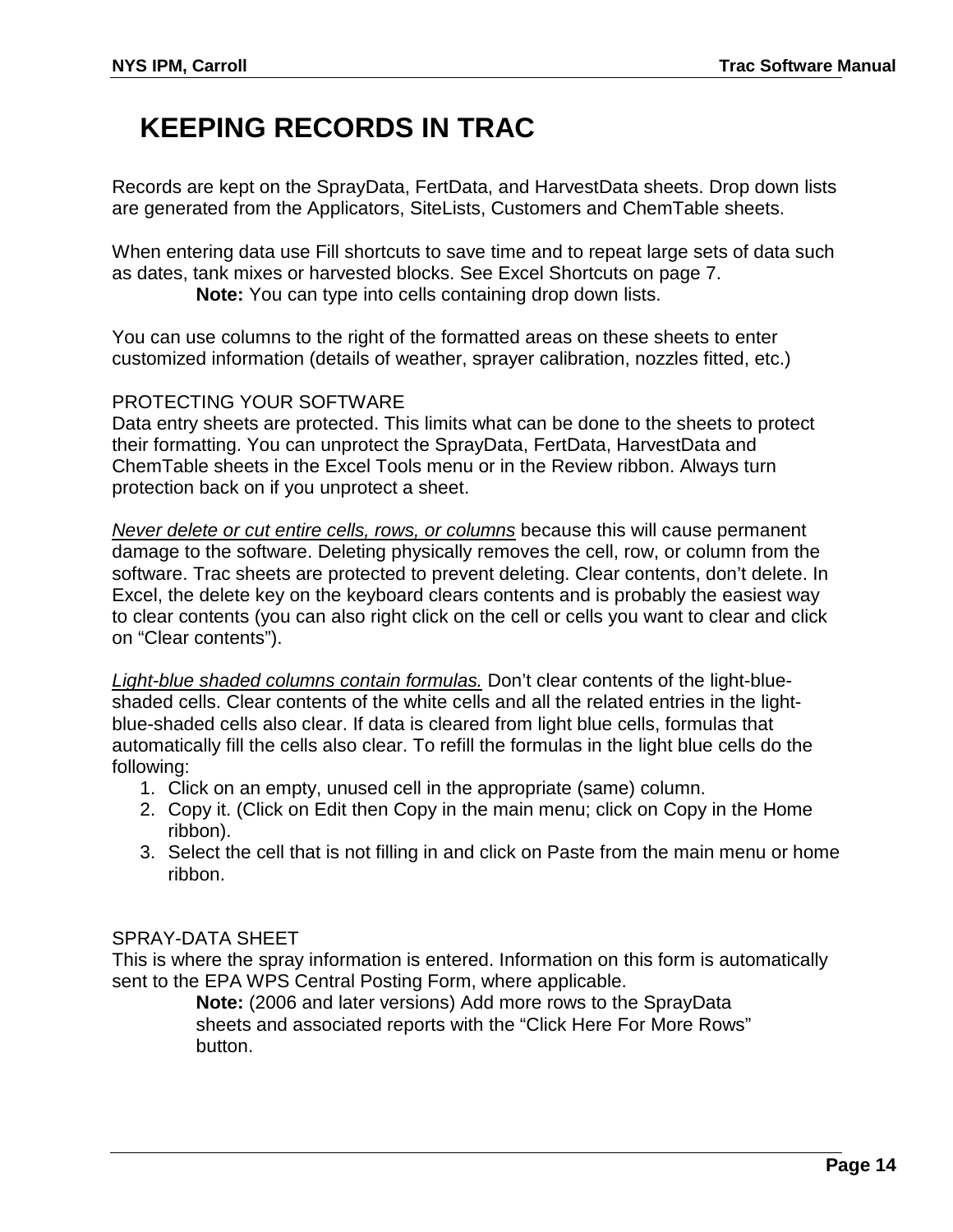# KEEPING RECORDS IN TRAC

Records are kept on the SprayData, FertData, and HarvestData sheets. Drop down lists are generated from the Applicators, SiteLists, Customers and ChemTable sheets.

When entering data use Fill shortcuts to save time and to repeat large sets of data such as dates, tank mixes or harvested blocks. See Excel Shortcuts on page 7.

> **Note:** You can type into cells containing drop down lists.

You can use columns to the right of the formatted areas on these sheets to enter customized information (details of weather, sprayer calibration, nozzles fitted, etc.)

PROTECTING YOUR SOFTWARE

Data entry sheets are protected. This limits what can be done to the sheets to protect their formatting. You can unprotect the SprayData, FertData, HarvestData and ChemTable sheets in the Excel Tools menu or in the Review ribbon. Always turn protection back on if you unprotect a sheet.

<u>*Never delete or cut entire cells, rows, or columns*</u> because this will cause permanent damage to the software. Deleting physically removes the cell, row, or column from the software. Trac sheets are protected to prevent deleting. Clear contents, don't delete. In Excel, the delete key on the keyboard clears contents and is probably the easiest way to clear contents (you can also right click on the cell or cells you want to clear and click on "Clear contents").

<u>*Light-blue shaded columns contain formulas.*</u> Don't clear contents of the light-blue-shaded cells. Clear contents of the white cells and all the related entries in the light-blue-shaded cells also clear. If data is cleared from light blue cells, formulas that automatically fill the cells also clear. To refill the formulas in the light blue cells do the following:

1. Click on an empty, unused cell in the appropriate (same) column.
2. Copy it. (Click on Edit then Copy in the main menu; click on Copy in the Home ribbon).
3. Select the cell that is not filling in and click on Paste from the main menu or home ribbon.

SPRAY-DATA SHEET

This is where the spray information is entered. Information on this form is automatically sent to the EPA WPS Central Posting Form, where applicable.

> **Note:** (2006 and later versions) Add more rows to the SprayData sheets and associated reports with the "Click Here For More Rows" button.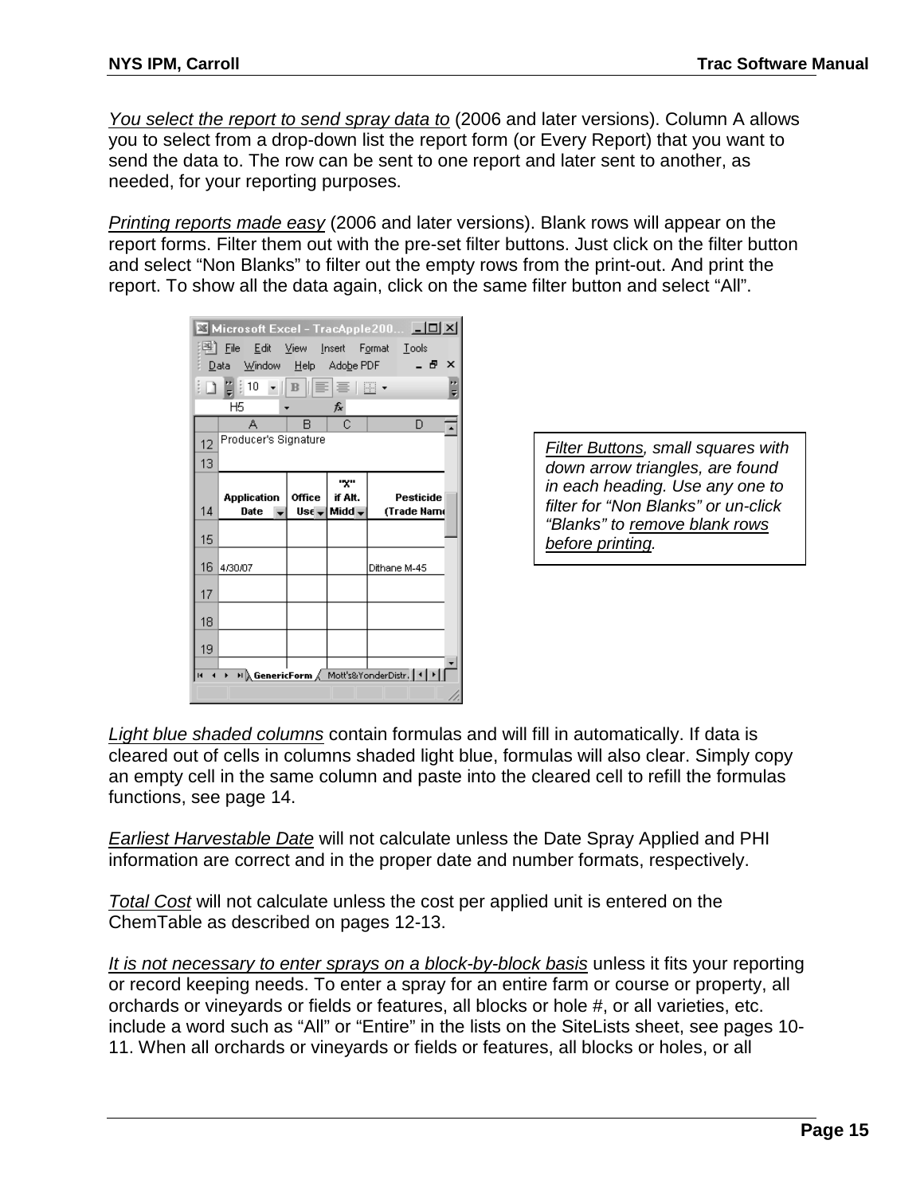*You select the report to send spray data to* (2006 and later versions). Column A allows you to select from a drop-down list the report form (or Every Report) that you want to send the data to. The row can be sent to one report and later sent to another, as needed, for your reporting purposes.

*Printing reports made easy* (2006 and later versions). Blank rows will appear on the report forms. Filter them out with the pre-set filter buttons. Just click on the filter button and select "Non Blanks" to filter out the empty rows from the print-out. And print the report. To show all the data again, click on the same filter button and select "All".

*Filter Buttons, small squares with down arrow triangles, are found in each heading. Use any one to filter for "Non Blanks" or un-click "Blanks" to remove blank rows before printing.*

*Light blue shaded columns* contain formulas and will fill in automatically. If data is cleared out of cells in columns shaded light blue, formulas will also clear. Simply copy an empty cell in the same column and paste into the cleared cell to refill the formulas functions, see page 14.

*Earliest Harvestable Date* will not calculate unless the Date Spray Applied and PHI information are correct and in the proper date and number formats, respectively.

*Total Cost* will not calculate unless the cost per applied unit is entered on the ChemTable as described on pages 12-13.

*It is not necessary to enter sprays on a block-by-block basis* unless it fits your reporting or record keeping needs. To enter a spray for an entire farm or course or property, all orchards or vineyards or fields or features, all blocks or hole #, or all varieties, etc. include a word such as "All" or "Entire" in the lists on the SiteLists sheet, see pages 10-11. When all orchards or vineyards or fields or features, all blocks or holes, or all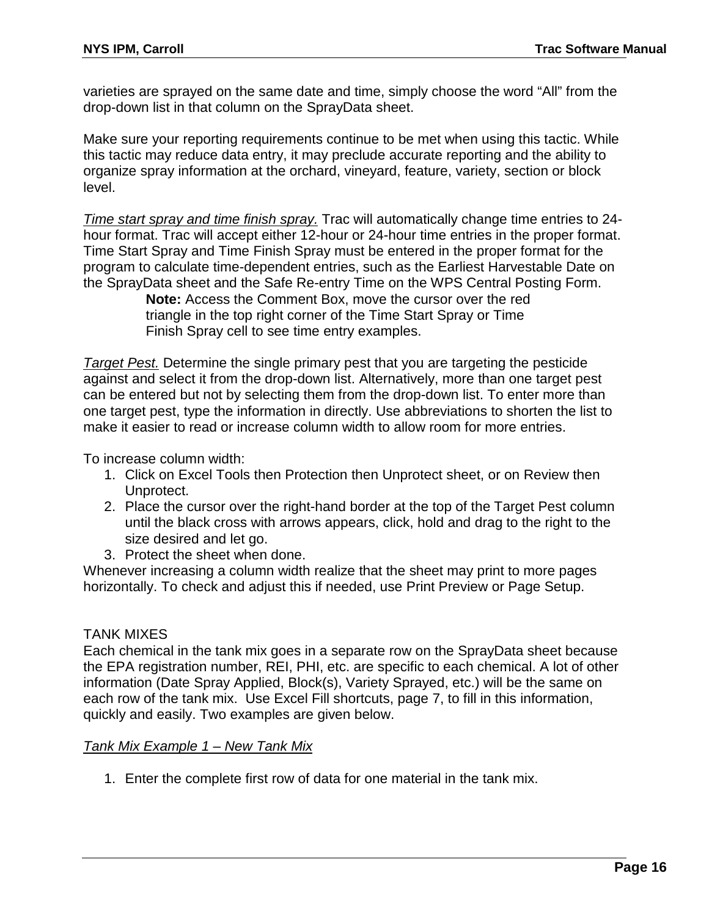varieties are sprayed on the same date and time, simply choose the word “All” from the drop-down list in that column on the SprayData sheet.

Make sure your reporting requirements continue to be met when using this tactic. While this tactic may reduce data entry, it may preclude accurate reporting and the ability to organize spray information at the orchard, vineyard, feature, variety, section or block level.

*Time start spray and time finish spray.* Trac will automatically change time entries to 24-hour format. Trac will accept either 12-hour or 24-hour time entries in the proper format. Time Start Spray and Time Finish Spray must be entered in the proper format for the program to calculate time-dependent entries, such as the Earliest Harvestable Date on the SprayData sheet and the Safe Re-entry Time on the WPS Central Posting Form.

> **Note:** Access the Comment Box, move the cursor over the red triangle in the top right corner of the Time Start Spray or Time Finish Spray cell to see time entry examples.

*Target Pest.* Determine the single primary pest that you are targeting the pesticide against and select it from the drop-down list. Alternatively, more than one target pest can be entered but not by selecting them from the drop-down list. To enter more than one target pest, type the information in directly. Use abbreviations to shorten the list to make it easier to read or increase column width to allow room for more entries.

To increase column width:

1. Click on Excel Tools then Protection then Unprotect sheet, or on Review then Unprotect.
2. Place the cursor over the right-hand border at the top of the Target Pest column until the black cross with arrows appears, click, hold and drag to the right to the size desired and let go.
3. Protect the sheet when done.

Whenever increasing a column width realize that the sheet may print to more pages horizontally. To check and adjust this if needed, use Print Preview or Page Setup.

TANK MIXES

Each chemical in the tank mix goes in a separate row on the SprayData sheet because the EPA registration number, REI, PHI, etc. are specific to each chemical. A lot of other information (Date Spray Applied, Block(s), Variety Sprayed, etc.) will be the same on each row of the tank mix. Use Excel Fill shortcuts, page 7, to fill in this information, quickly and easily. Two examples are given below.

*Tank Mix Example 1 – New Tank Mix*

1. Enter the complete first row of data for one material in the tank mix.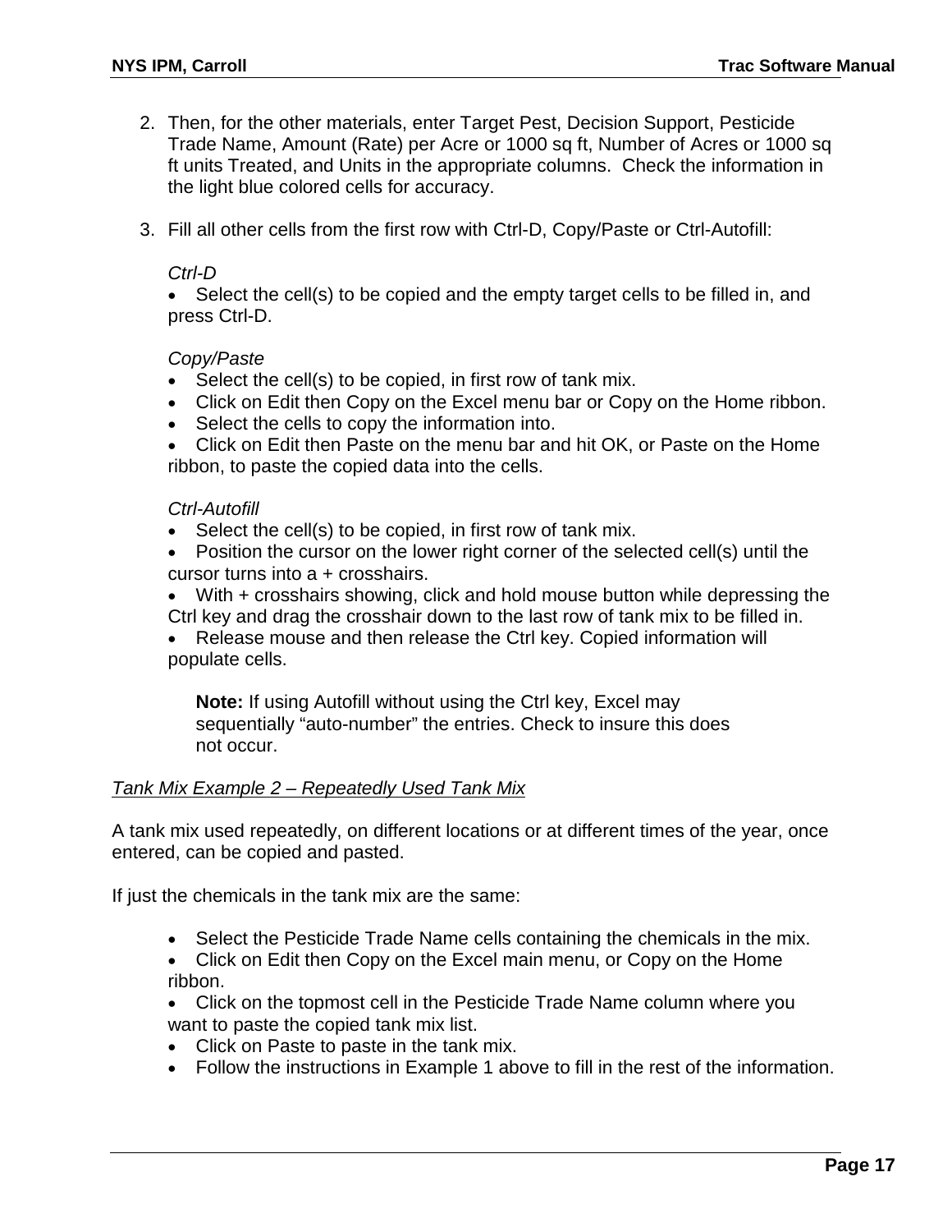2. Then, for the other materials, enter Target Pest, Decision Support, Pesticide Trade Name, Amount (Rate) per Acre or 1000 sq ft, Number of Acres or 1000 sq ft units Treated, and Units in the appropriate columns. Check the information in the light blue colored cells for accuracy.

3. Fill all other cells from the first row with Ctrl-D, Copy/Paste or Ctrl-Autofill:

   *Ctrl-D*

   - Select the cell(s) to be copied and the empty target cells to be filled in, and press Ctrl-D.

   *Copy/Paste*

   - Select the cell(s) to be copied, in first row of tank mix.
   - Click on Edit then Copy on the Excel menu bar or Copy on the Home ribbon.
   - Select the cells to copy the information into.
   - Click on Edit then Paste on the menu bar and hit OK, or Paste on the Home ribbon, to paste the copied data into the cells.

   *Ctrl-Autofill*

   - Select the cell(s) to be copied, in first row of tank mix.
   - Position the cursor on the lower right corner of the selected cell(s) until the cursor turns into a + crosshairs.
   - With + crosshairs showing, click and hold mouse button while depressing the Ctrl key and drag the crosshair down to the last row of tank mix to be filled in.
   - Release mouse and then release the Ctrl key. Copied information will populate cells.

     **Note:** If using Autofill without using the Ctrl key, Excel may sequentially “auto-number” the entries. Check to insure this does not occur.

<u>*Tank Mix Example 2 – Repeatedly Used Tank Mix*</u>

A tank mix used repeatedly, on different locations or at different times of the year, once entered, can be copied and pasted.

If just the chemicals in the tank mix are the same:

- Select the Pesticide Trade Name cells containing the chemicals in the mix.
- Click on Edit then Copy on the Excel main menu, or Copy on the Home ribbon.
- Click on the topmost cell in the Pesticide Trade Name column where you want to paste the copied tank mix list.
- Click on Paste to paste in the tank mix.
- Follow the instructions in Example 1 above to fill in the rest of the information.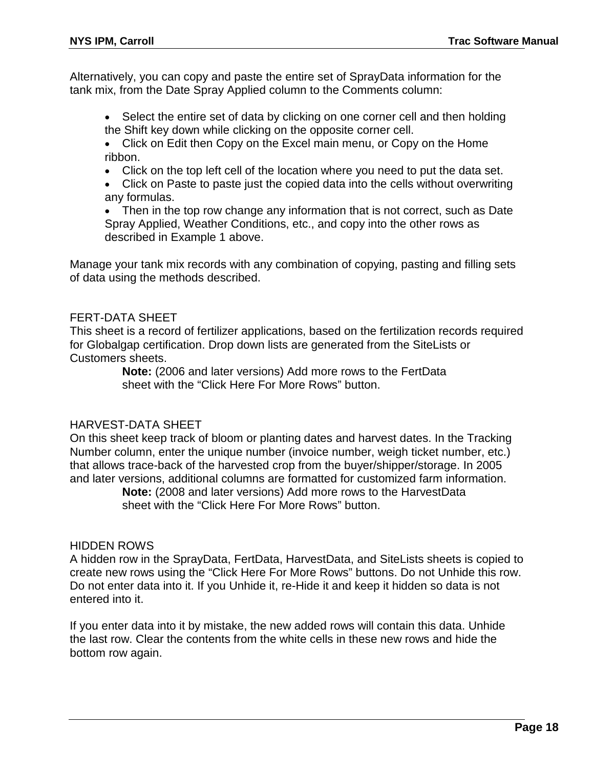Alternatively, you can copy and paste the entire set of SprayData information for the tank mix, from the Date Spray Applied column to the Comments column:

- Select the entire set of data by clicking on one corner cell and then holding the Shift key down while clicking on the opposite corner cell.
- Click on Edit then Copy on the Excel main menu, or Copy on the Home ribbon.
- Click on the top left cell of the location where you need to put the data set.
- Click on Paste to paste just the copied data into the cells without overwriting any formulas.
- Then in the top row change any information that is not correct, such as Date Spray Applied, Weather Conditions, etc., and copy into the other rows as described in Example 1 above.

Manage your tank mix records with any combination of copying, pasting and filling sets of data using the methods described.

## FERT-DATA SHEET

This sheet is a record of fertilizer applications, based on the fertilization records required for Globalgap certification. Drop down lists are generated from the SiteLists or Customers sheets.

> **Note:** (2006 and later versions) Add more rows to the FertData sheet with the “Click Here For More Rows” button.

## HARVEST-DATA SHEET

On this sheet keep track of bloom or planting dates and harvest dates. In the Tracking Number column, enter the unique number (invoice number, weigh ticket number, etc.) that allows trace-back of the harvested crop from the buyer/shipper/storage. In 2005 and later versions, additional columns are formatted for customized farm information.

> **Note:** (2008 and later versions) Add more rows to the HarvestData sheet with the “Click Here For More Rows” button.

## HIDDEN ROWS

A hidden row in the SprayData, FertData, HarvestData, and SiteLists sheets is copied to create new rows using the “Click Here For More Rows” buttons. Do not Unhide this row. Do not enter data into it. If you Unhide it, re-Hide it and keep it hidden so data is not entered into it.

If you enter data into it by mistake, the new added rows will contain this data. Unhide the last row. Clear the contents from the white cells in these new rows and hide the bottom row again.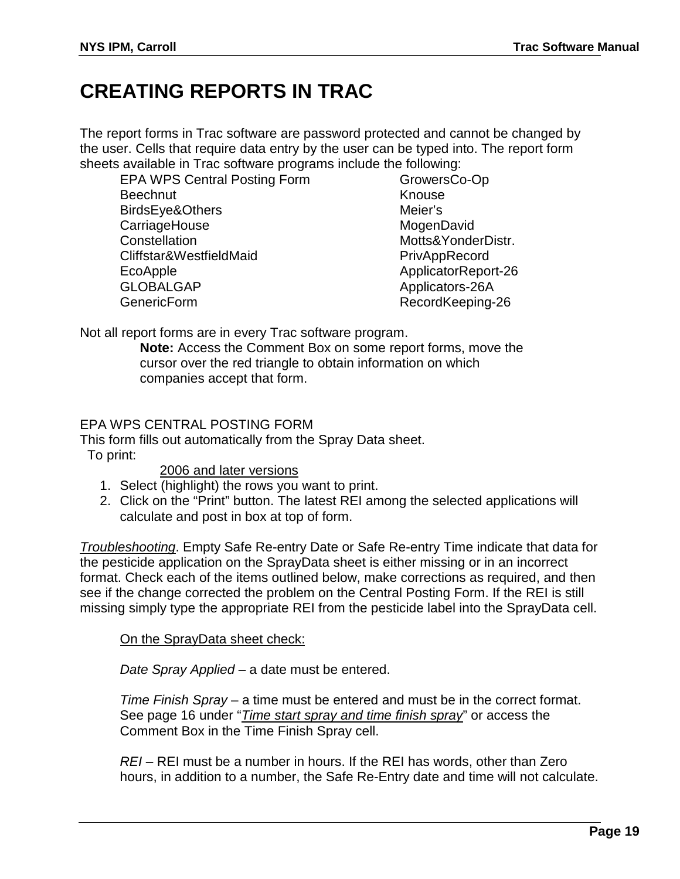# CREATING REPORTS IN TRAC

The report forms in Trac software are password protected and cannot be changed by the user. Cells that require data entry by the user can be typed into. The report form sheets available in Trac software programs include the following:

| | |
|---|---|
| EPA WPS Central Posting Form | GrowersCo-Op |
| Beechnut | Knouse |
| BirdsEye&Others | Meier's |
| CarriageHouse | MogenDavid |
| Constellation | Motts&YonderDistr. |
| Cliffstar&WestfieldMaid | PrivAppRecord |
| EcoApple | ApplicatorReport-26 |
| GLOBALGAP | Applicators-26A |
| GenericForm | RecordKeeping-26 |

Not all report forms are in every Trac software program.

> **Note:** Access the Comment Box on some report forms, move the cursor over the red triangle to obtain information on which companies accept that form.

EPA WPS CENTRAL POSTING FORM

This form fills out automatically from the Spray Data sheet.

To print:

2006 and later versions

1. Select (highlight) the rows you want to print.
2. Click on the "Print" button. The latest REI among the selected applications will calculate and post in box at top of form.

*Troubleshooting*. Empty Safe Re-entry Date or Safe Re-entry Time indicate that data for the pesticide application on the SprayData sheet is either missing or in an incorrect format. Check each of the items outlined below, make corrections as required, and then see if the change corrected the problem on the Central Posting Form. If the REI is still missing simply type the appropriate REI from the pesticide label into the SprayData cell.

On the SprayData sheet check:

*Date Spray Applied* – a date must be entered.

*Time Finish Spray* – a time must be entered and must be in the correct format. See page 16 under "*Time start spray and time finish spray*" or access the Comment Box in the Time Finish Spray cell.

*REI* – REI must be a number in hours. If the REI has words, other than Zero hours, in addition to a number, the Safe Re-Entry date and time will not calculate.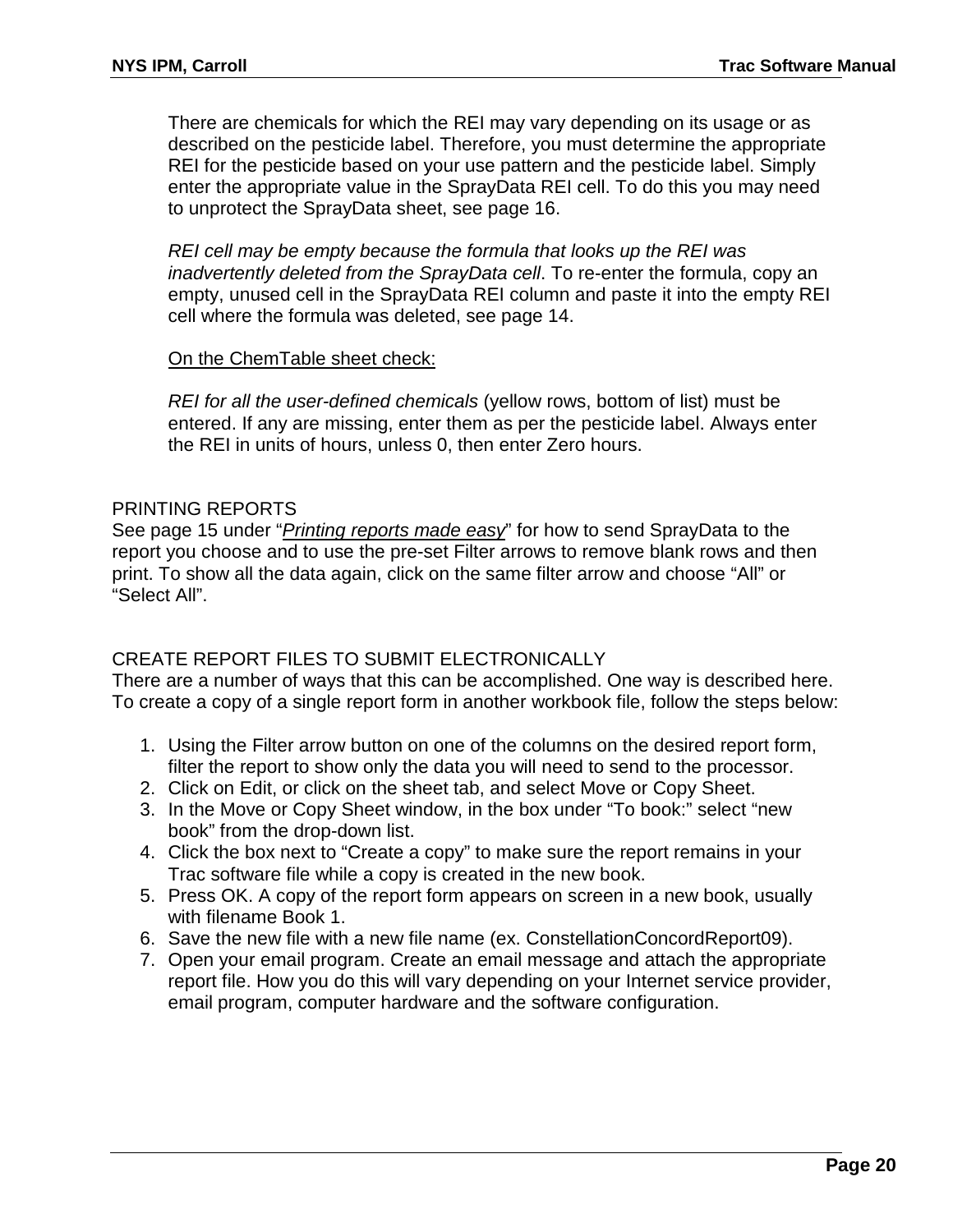There are chemicals for which the REI may vary depending on its usage or as described on the pesticide label. Therefore, you must determine the appropriate REI for the pesticide based on your use pattern and the pesticide label. Simply enter the appropriate value in the SprayData REI cell. To do this you may need to unprotect the SprayData sheet, see page 16.

*REI cell may be empty because the formula that looks up the REI was inadvertently deleted from the SprayData cell*. To re-enter the formula, copy an empty, unused cell in the SprayData REI column and paste it into the empty REI cell where the formula was deleted, see page 14.

<u>On the ChemTable sheet check:</u>

*REI for all the user-defined chemicals* (yellow rows, bottom of list) must be entered. If any are missing, enter them as per the pesticide label. Always enter the REI in units of hours, unless 0, then enter Zero hours.

## PRINTING REPORTS

See page 15 under "*<u>Printing reports made easy</u>*" for how to send SprayData to the report you choose and to use the pre-set Filter arrows to remove blank rows and then print. To show all the data again, click on the same filter arrow and choose "All" or "Select All".

## CREATE REPORT FILES TO SUBMIT ELECTRONICALLY

There are a number of ways that this can be accomplished. One way is described here. To create a copy of a single report form in another workbook file, follow the steps below:

1. Using the Filter arrow button on one of the columns on the desired report form, filter the report to show only the data you will need to send to the processor.
2. Click on Edit, or click on the sheet tab, and select Move or Copy Sheet.
3. In the Move or Copy Sheet window, in the box under "To book:" select "new book" from the drop-down list.
4. Click the box next to "Create a copy" to make sure the report remains in your Trac software file while a copy is created in the new book.
5. Press OK. A copy of the report form appears on screen in a new book, usually with filename Book 1.
6. Save the new file with a new file name (ex. ConstellationConcordReport09).
7. Open your email program. Create an email message and attach the appropriate report file. How you do this will vary depending on your Internet service provider, email program, computer hardware and the software configuration.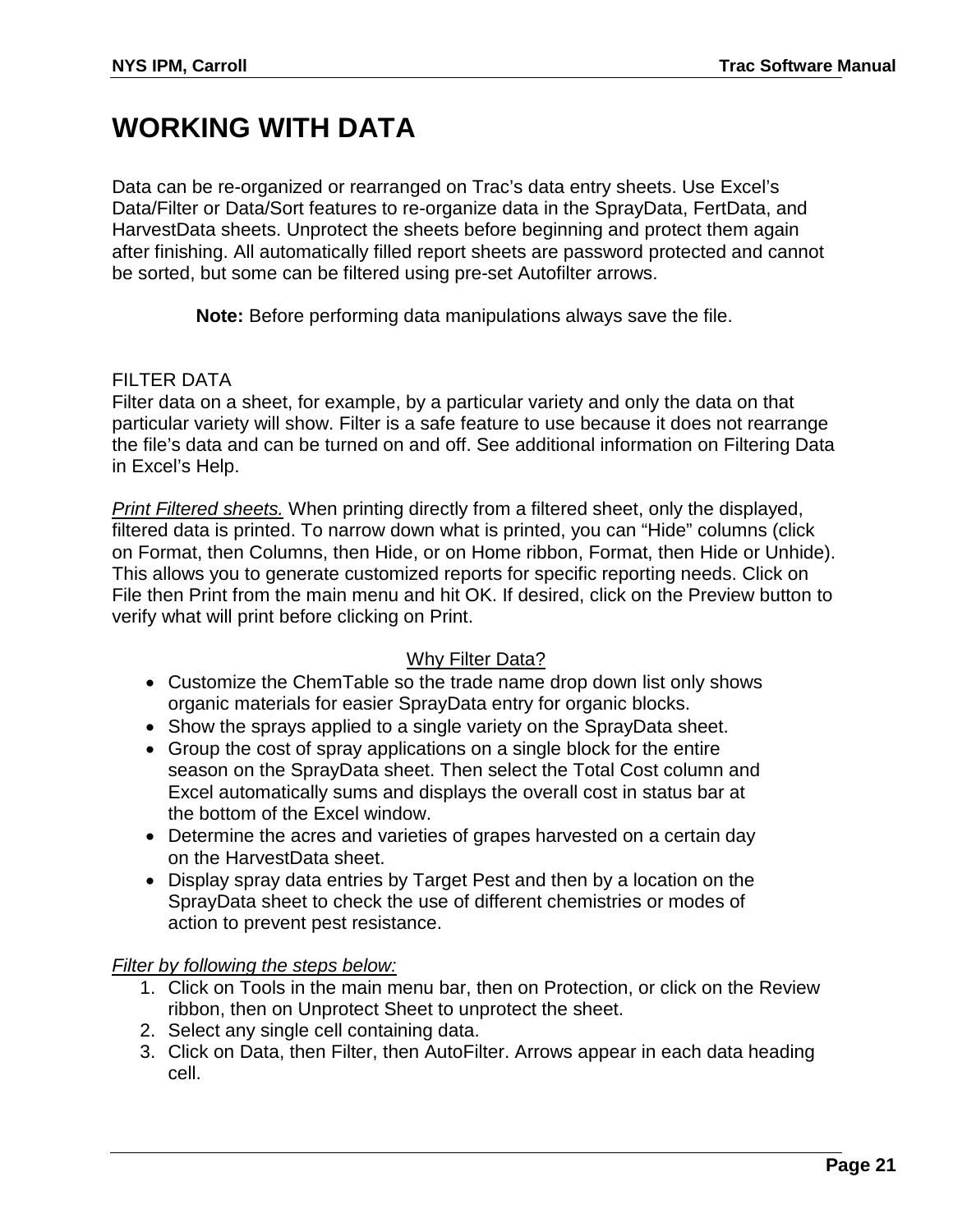# WORKING WITH DATA

Data can be re-organized or rearranged on Trac's data entry sheets. Use Excel's Data/Filter or Data/Sort features to re-organize data in the SprayData, FertData, and HarvestData sheets. Unprotect the sheets before beginning and protect them again after finishing. All automatically filled report sheets are password protected and cannot be sorted, but some can be filtered using pre-set Autofilter arrows.

**Note:** Before performing data manipulations always save the file.

## FILTER DATA

Filter data on a sheet, for example, by a particular variety and only the data on that particular variety will show. Filter is a safe feature to use because it does not rearrange the file's data and can be turned on and off. See additional information on Filtering Data in Excel's Help.

*Print Filtered sheets.* When printing directly from a filtered sheet, only the displayed, filtered data is printed. To narrow down what is printed, you can "Hide" columns (click on Format, then Columns, then Hide, or on Home ribbon, Format, then Hide or Unhide). This allows you to generate customized reports for specific reporting needs. Click on File then Print from the main menu and hit OK. If desired, click on the Preview button to verify what will print before clicking on Print.

Why Filter Data?

- Customize the ChemTable so the trade name drop down list only shows organic materials for easier SprayData entry for organic blocks.
- Show the sprays applied to a single variety on the SprayData sheet.
- Group the cost of spray applications on a single block for the entire season on the SprayData sheet. Then select the Total Cost column and Excel automatically sums and displays the overall cost in status bar at the bottom of the Excel window.
- Determine the acres and varieties of grapes harvested on a certain day on the HarvestData sheet.
- Display spray data entries by Target Pest and then by a location on the SprayData sheet to check the use of different chemistries or modes of action to prevent pest resistance.

*Filter by following the steps below:*

1. Click on Tools in the main menu bar, then on Protection, or click on the Review ribbon, then on Unprotect Sheet to unprotect the sheet.
2. Select any single cell containing data.
3. Click on Data, then Filter, then AutoFilter. Arrows appear in each data heading cell.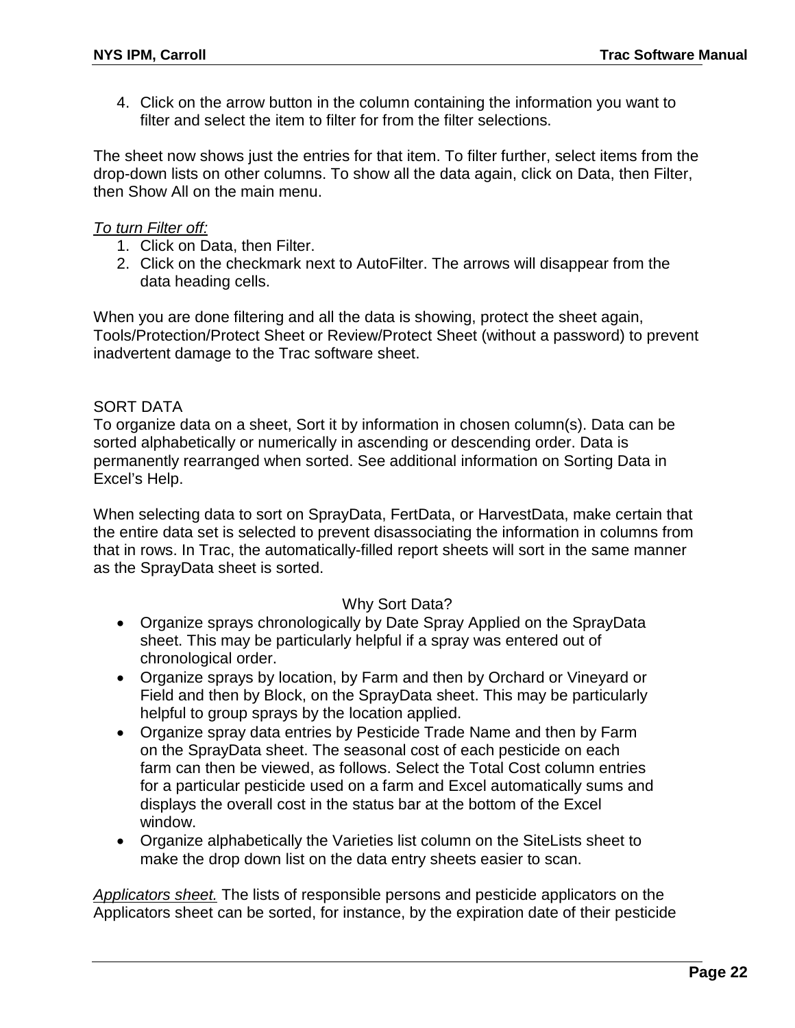4. Click on the arrow button in the column containing the information you want to filter and select the item to filter for from the filter selections.

The sheet now shows just the entries for that item. To filter further, select items from the drop-down lists on other columns. To show all the data again, click on Data, then Filter, then Show All on the main menu.

*To turn Filter off:*

1. Click on Data, then Filter.
2. Click on the checkmark next to AutoFilter. The arrows will disappear from the data heading cells.

When you are done filtering and all the data is showing, protect the sheet again, Tools/Protection/Protect Sheet or Review/Protect Sheet (without a password) to prevent inadvertent damage to the Trac software sheet.

## SORT DATA

To organize data on a sheet, Sort it by information in chosen column(s). Data can be sorted alphabetically or numerically in ascending or descending order. Data is permanently rearranged when sorted. See additional information on Sorting Data in Excel's Help.

When selecting data to sort on SprayData, FertData, or HarvestData, make certain that the entire data set is selected to prevent disassociating the information in columns from that in rows. In Trac, the automatically-filled report sheets will sort in the same manner as the SprayData sheet is sorted.

Why Sort Data?

- Organize sprays chronologically by Date Spray Applied on the SprayData sheet. This may be particularly helpful if a spray was entered out of chronological order.
- Organize sprays by location, by Farm and then by Orchard or Vineyard or Field and then by Block, on the SprayData sheet. This may be particularly helpful to group sprays by the location applied.
- Organize spray data entries by Pesticide Trade Name and then by Farm on the SprayData sheet. The seasonal cost of each pesticide on each farm can then be viewed, as follows. Select the Total Cost column entries for a particular pesticide used on a farm and Excel automatically sums and displays the overall cost in the status bar at the bottom of the Excel window.
- Organize alphabetically the Varieties list column on the SiteLists sheet to make the drop down list on the data entry sheets easier to scan.

*Applicators sheet.* The lists of responsible persons and pesticide applicators on the Applicators sheet can be sorted, for instance, by the expiration date of their pesticide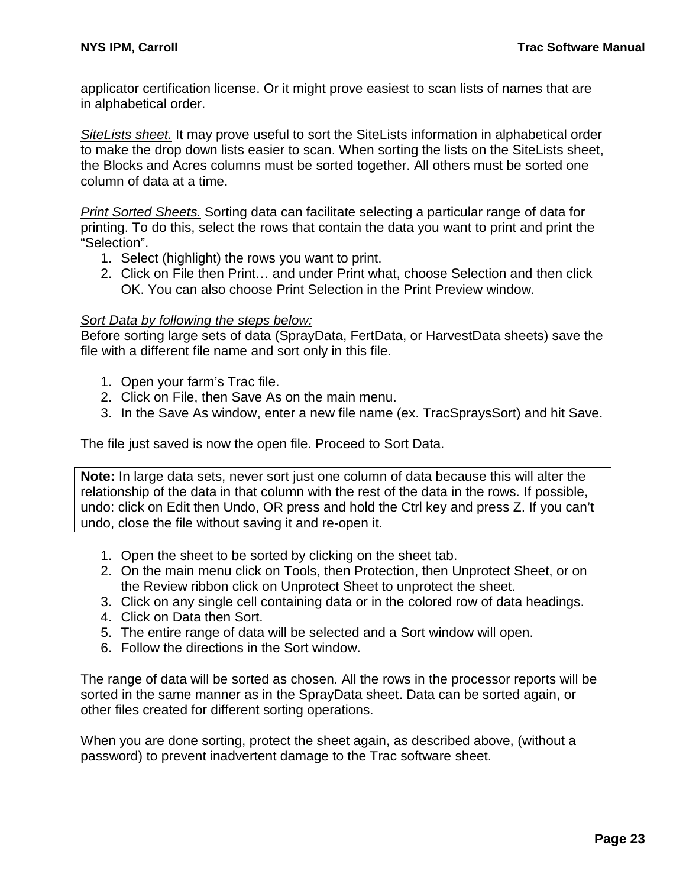applicator certification license. Or it might prove easiest to scan lists of names that are in alphabetical order.

*SiteLists sheet.* It may prove useful to sort the SiteLists information in alphabetical order to make the drop down lists easier to scan. When sorting the lists on the SiteLists sheet, the Blocks and Acres columns must be sorted together. All others must be sorted one column of data at a time.

*Print Sorted Sheets.* Sorting data can facilitate selecting a particular range of data for printing. To do this, select the rows that contain the data you want to print and print the "Selection".

1. Select (highlight) the rows you want to print.
2. Click on File then Print… and under Print what, choose Selection and then click OK. You can also choose Print Selection in the Print Preview window.

*Sort Data by following the steps below:*
Before sorting large sets of data (SprayData, FertData, or HarvestData sheets) save the file with a different file name and sort only in this file.

1. Open your farm's Trac file.
2. Click on File, then Save As on the main menu.
3. In the Save As window, enter a new file name (ex. TracSpraysSort) and hit Save.

The file just saved is now the open file. Proceed to Sort Data.

**Note:** In large data sets, never sort just one column of data because this will alter the relationship of the data in that column with the rest of the data in the rows. If possible, undo: click on Edit then Undo, OR press and hold the Ctrl key and press Z. If you can't undo, close the file without saving it and re-open it.

1. Open the sheet to be sorted by clicking on the sheet tab.
2. On the main menu click on Tools, then Protection, then Unprotect Sheet, or on the Review ribbon click on Unprotect Sheet to unprotect the sheet.
3. Click on any single cell containing data or in the colored row of data headings.
4. Click on Data then Sort.
5. The entire range of data will be selected and a Sort window will open.
6. Follow the directions in the Sort window.

The range of data will be sorted as chosen. All the rows in the processor reports will be sorted in the same manner as in the SprayData sheet. Data can be sorted again, or other files created for different sorting operations.

When you are done sorting, protect the sheet again, as described above, (without a password) to prevent inadvertent damage to the Trac software sheet.